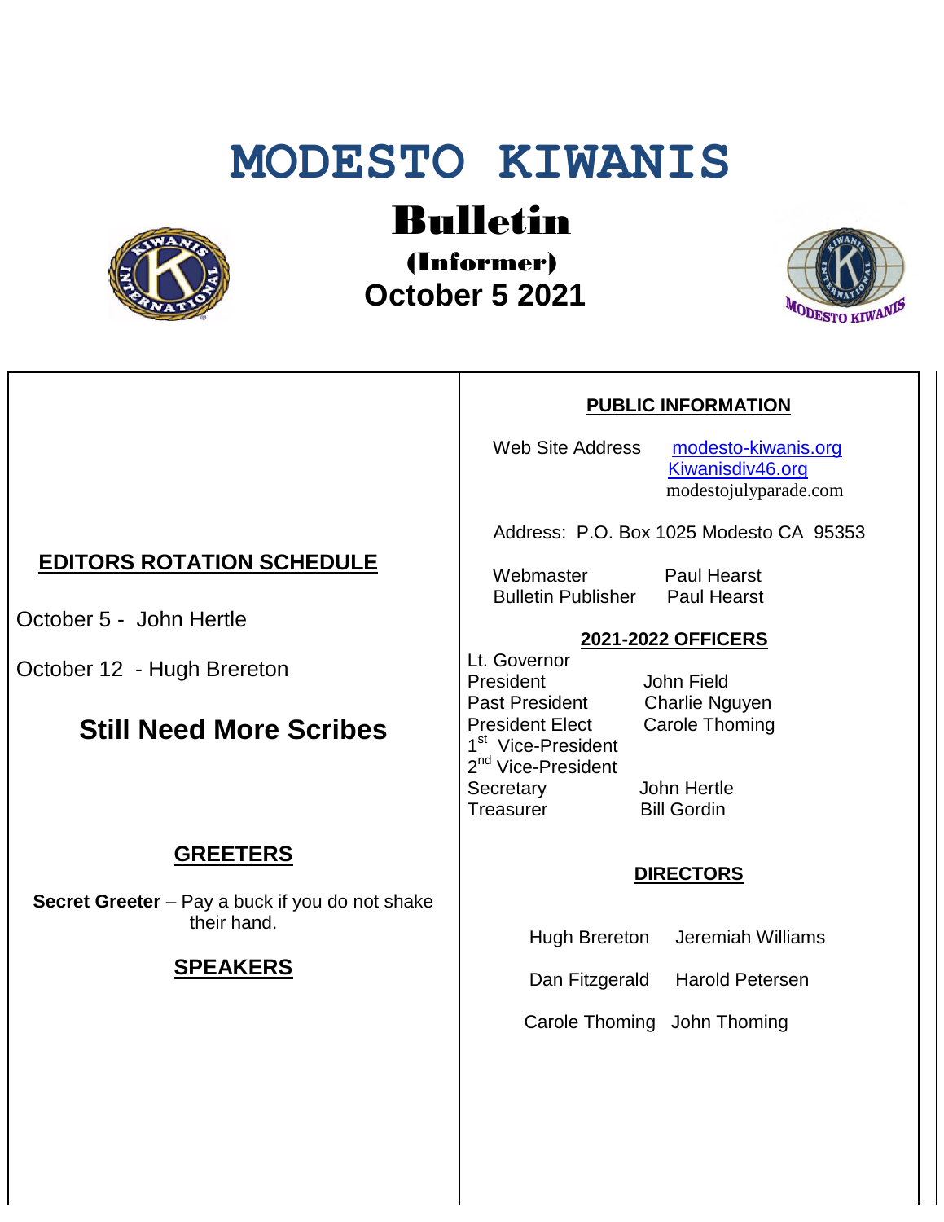# MODESTO KIWANIS

## Bulletin

### (Informer)

### October 5 2021

## EDITORS ROTATION SCHEDULE

October 5 - John Hertle

October 12 - Hugh Brereton

## Still Need More Scribes

## GREETERS

**Secret Greeter** – Pay a buck if you do not shake their hand.

## SPEAKERS

## PUBLIC INFORMATION

Web Site Address: modesto-kiwanis.org, Kiwanisdiv46.org, modestojulyparade.com

Address: P.O. Box 1025 Modesto CA 95353

Webmaster: Paul Hearst
Bulletin Publisher: Paul Hearst

## 2021-2022 OFFICERS

| Office | Name |
|---|---|
| Lt. Governor | |
| President | John Field |
| Past President | Charlie Nguyen |
| President Elect | Carole Thoming |
| 1st Vice-President | |
| 2nd Vice-President | |
| Secretary | John Hertle |
| Treasurer | Bill Gordin |

## DIRECTORS

| | |
|---|---|
| Hugh Brereton | Jeremiah Williams |
| Dan Fitzgerald | Harold Petersen |
| Carole Thoming | John Thoming |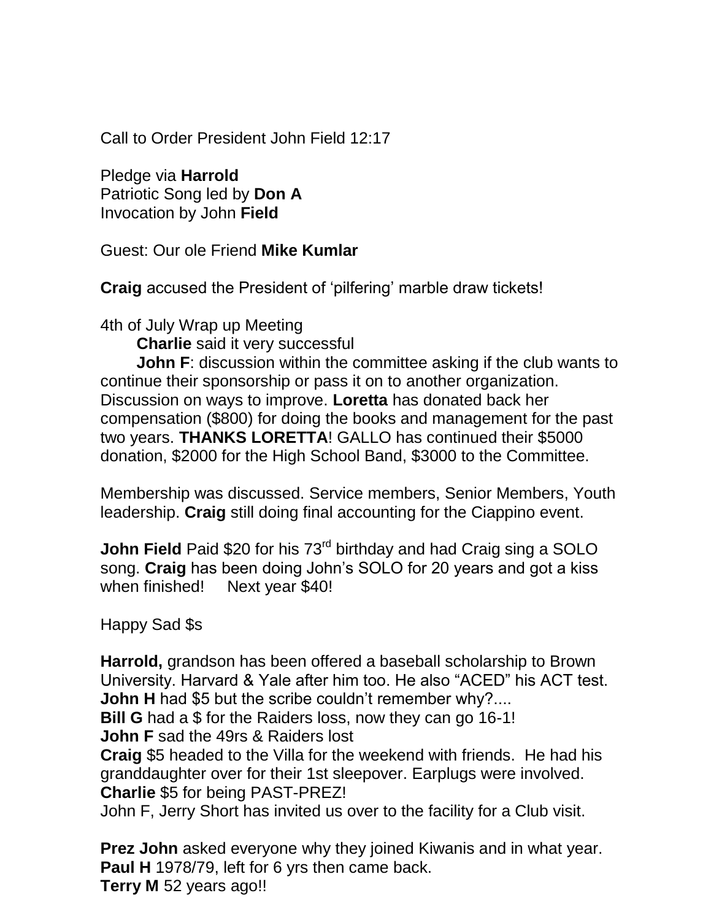Call to Order President John Field 12:17

Pledge via **Harrold**
Patriotic Song led by **Don A**
Invocation by John **Field**

Guest: Our ole Friend **Mike Kumlar**

**Craig** accused the President of 'pilfering' marble draw tickets!

4th of July Wrap up Meeting

**Charlie** said it very successful

**John F**: discussion within the committee asking if the club wants to continue their sponsorship or pass it on to another organization. Discussion on ways to improve. **Loretta** has donated back her compensation ($800) for doing the books and management for the past two years. **THANKS LORETTA**! GALLO has continued their $5000 donation, $2000 for the High School Band, $3000 to the Committee.

Membership was discussed. Service members, Senior Members, Youth leadership. **Craig** still doing final accounting for the Ciappino event.

**John Field** Paid $20 for his 73rd birthday and had Craig sing a SOLO song. **Craig** has been doing John's SOLO for 20 years and got a kiss when finished!  Next year $40!

Happy Sad $s

**Harrold,** grandson has been offered a baseball scholarship to Brown University. Harvard & Yale after him too. He also "ACED" his ACT test.
**John H** had $5 but the scribe couldn't remember why?....
**Bill G** had a $ for the Raiders loss, now they can go 16-1!
**John F** sad the 49rs & Raiders lost
**Craig** $5 headed to the Villa for the weekend with friends. He had his granddaughter over for their 1st sleepover. Earplugs were involved.
**Charlie** $5 for being PAST-PREZ!
John F, Jerry Short has invited us over to the facility for a Club visit.

**Prez John** asked everyone why they joined Kiwanis and in what year.
**Paul H** 1978/79, left for 6 yrs then came back.
**Terry M** 52 years ago!!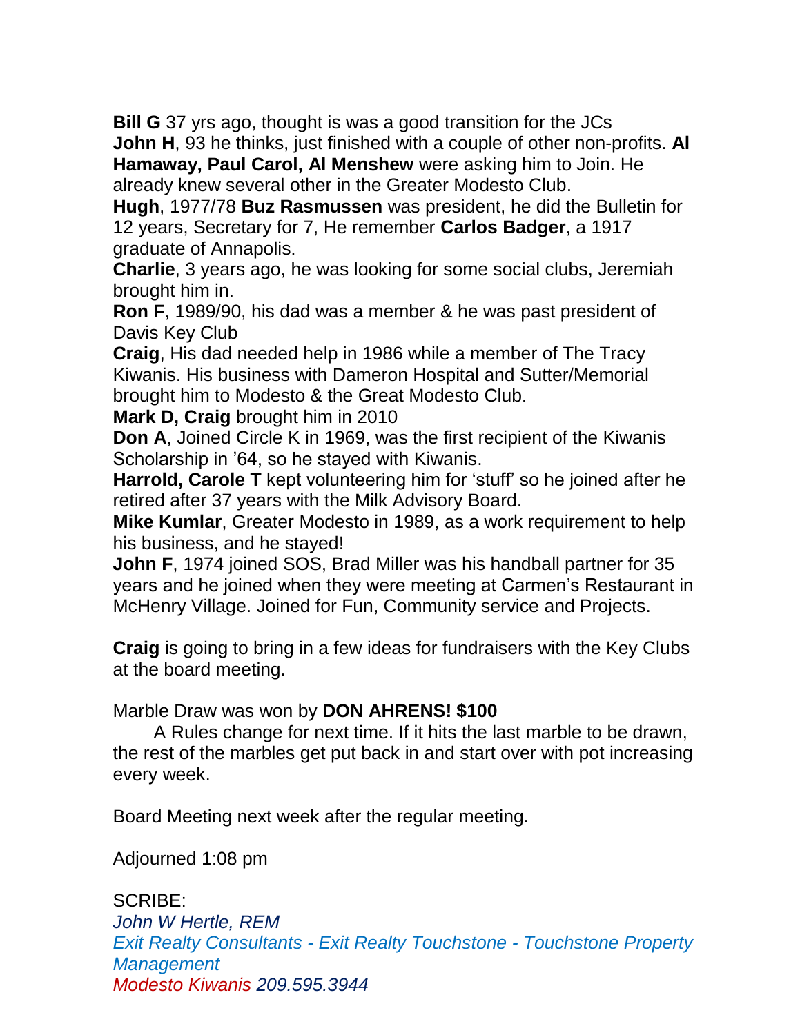**Bill G** 37 yrs ago, thought is was a good transition for the JCs
**John H**, 93 he thinks, just finished with a couple of other non-profits. **Al Hamaway, Paul Carol, Al Menshew** were asking him to Join. He already knew several other in the Greater Modesto Club.
**Hugh**, 1977/78 **Buz Rasmussen** was president, he did the Bulletin for 12 years, Secretary for 7, He remember **Carlos Badger**, a 1917 graduate of Annapolis.
**Charlie**, 3 years ago, he was looking for some social clubs, Jeremiah brought him in.
**Ron F**, 1989/90, his dad was a member & he was past president of Davis Key Club
**Craig**, His dad needed help in 1986 while a member of The Tracy Kiwanis. His business with Dameron Hospital and Sutter/Memorial brought him to Modesto & the Great Modesto Club.
**Mark D, Craig** brought him in 2010
**Don A**, Joined Circle K in 1969, was the first recipient of the Kiwanis Scholarship in '64, so he stayed with Kiwanis.
**Harrold, Carole T** kept volunteering him for 'stuff' so he joined after he retired after 37 years with the Milk Advisory Board.
**Mike Kumlar**, Greater Modesto in 1989, as a work requirement to help his business, and he stayed!
**John F**, 1974 joined SOS, Brad Miller was his handball partner for 35 years and he joined when they were meeting at Carmen's Restaurant in McHenry Village. Joined for Fun, Community service and Projects.

**Craig** is going to bring in a few ideas for fundraisers with the Key Clubs at the board meeting.

Marble Draw was won by **DON AHRENS! $100**

A Rules change for next time. If it hits the last marble to be drawn, the rest of the marbles get put back in and start over with pot increasing every week.

Board Meeting next week after the regular meeting.

Adjourned 1:08 pm

SCRIBE:
*John W Hertle, REM*
*Exit Realty Consultants - Exit Realty Touchstone - Touchstone Property Management*
*Modesto Kiwanis 209.595.3944*